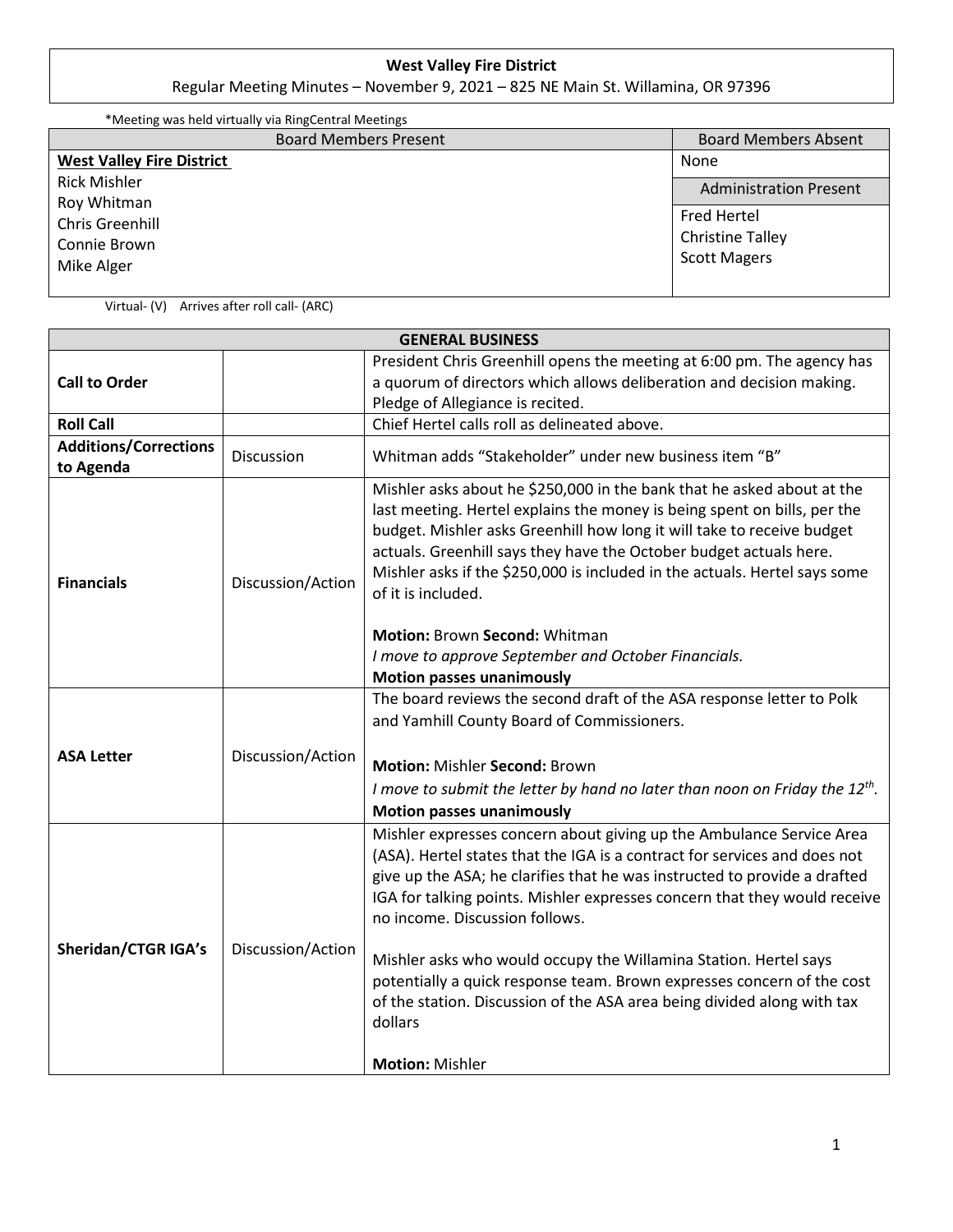**West Valley Fire District**

Regular Meeting Minutes – November 9, 2021 – 825 NE Main St. Willamina, OR 97396

*Meeting was held virtually via RingCentral Meetings

| Board Members Present | Board Members Absent |
|---|---|
| **West Valley Fire District**<br>Rick Mishler<br>Roy Whitman<br>Chris Greenhill<br>Connie Brown<br>Mike Alger | None |
| | **Administration Present** |
| | Fred Hertel<br>Christine Talley<br>Scott Magers |

Virtual- (V)    Arrives after roll call- (ARC)

| **GENERAL BUSINESS** | | |
|---|---|---|
| **Call to Order** | | President Chris Greenhill opens the meeting at 6:00 pm. The agency has a quorum of directors which allows deliberation and decision making. Pledge of Allegiance is recited. |
| **Roll Call** | | Chief Hertel calls roll as delineated above. |
| **Additions/Corrections to Agenda** | Discussion | Whitman adds "Stakeholder" under new business item "B" |
| **Financials** | Discussion/Action | Mishler asks about he $250,000 in the bank that he asked about at the last meeting. Hertel explains the money is being spent on bills, per the budget. Mishler asks Greenhill how long it will take to receive budget actuals. Greenhill says they have the October budget actuals here. Mishler asks if the $250,000 is included in the actuals. Hertel says some of it is included.<br><br>**Motion:** Brown **Second:** Whitman<br>*I move to approve September and October Financials.*<br>**Motion passes unanimously** |
| **ASA Letter** | Discussion/Action | The board reviews the second draft of the ASA response letter to Polk and Yamhill County Board of Commissioners.<br><br>**Motion:** Mishler **Second:** Brown<br>*I move to submit the letter by hand no later than noon on Friday the 12th.*<br>**Motion passes unanimously** |
| **Sheridan/CTGR IGA's** | Discussion/Action | Mishler expresses concern about giving up the Ambulance Service Area (ASA). Hertel states that the IGA is a contract for services and does not give up the ASA; he clarifies that he was instructed to provide a drafted IGA for talking points. Mishler expresses concern that they would receive no income. Discussion follows.<br><br>Mishler asks who would occupy the Willamina Station. Hertel says potentially a quick response team. Brown expresses concern of the cost of the station. Discussion of the ASA area being divided along with tax dollars<br><br>**Motion:** Mishler |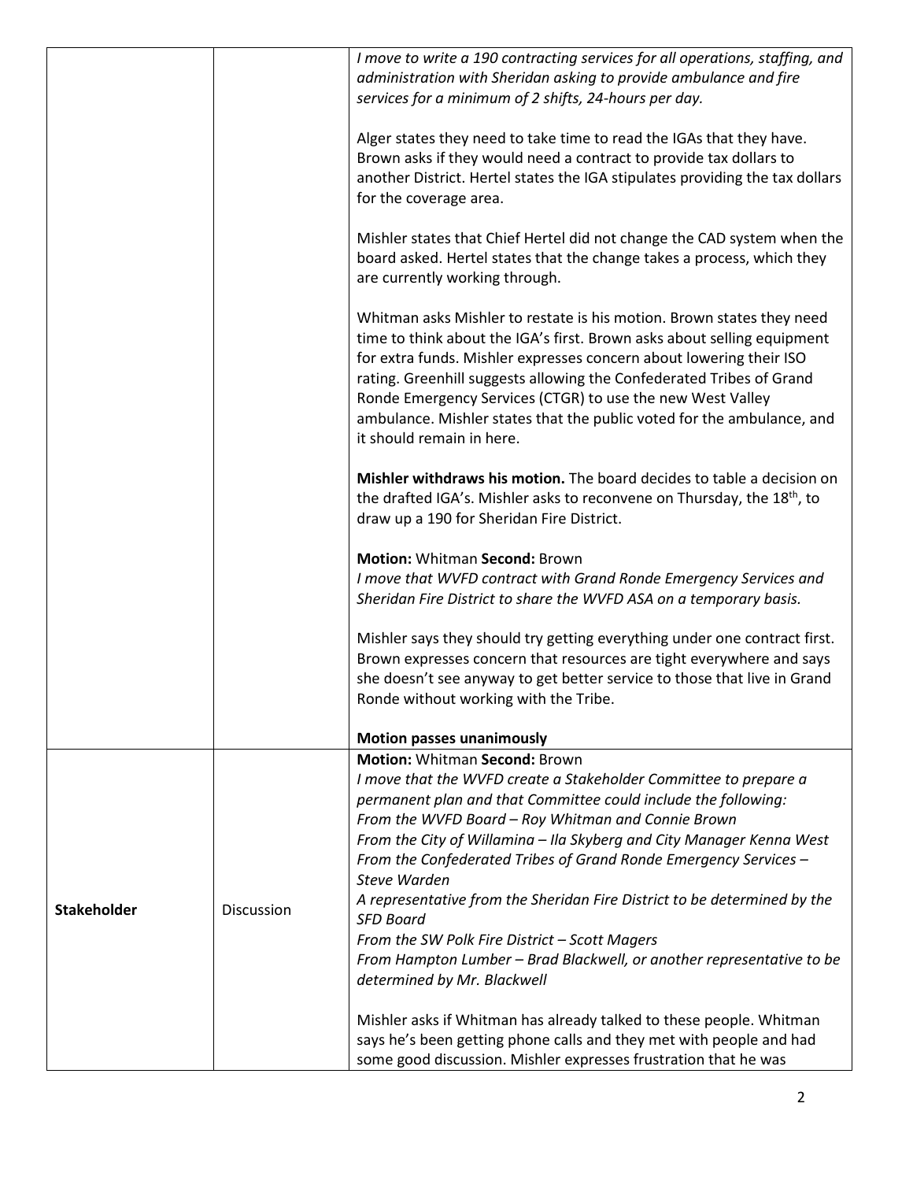| | | |
|---|---|---|
| | | *I move to write a 190 contracting services for all operations, staffing, and administration with Sheridan asking to provide ambulance and fire services for a minimum of 2 shifts, 24-hours per day.*<br><br>Alger states they need to take time to read the IGAs that they have. Brown asks if they would need a contract to provide tax dollars to another District. Hertel states the IGA stipulates providing the tax dollars for the coverage area.<br><br>Mishler states that Chief Hertel did not change the CAD system when the board asked. Hertel states that the change takes a process, which they are currently working through.<br><br>Whitman asks Mishler to restate is his motion. Brown states they need time to think about the IGA's first. Brown asks about selling equipment for extra funds. Mishler expresses concern about lowering their ISO rating. Greenhill suggests allowing the Confederated Tribes of Grand Ronde Emergency Services (CTGR) to use the new West Valley ambulance. Mishler states that the public voted for the ambulance, and it should remain in here.<br><br>**Mishler withdraws his motion.** The board decides to table a decision on the drafted IGA's. Mishler asks to reconvene on Thursday, the 18th, to draw up a 190 for Sheridan Fire District.<br><br>**Motion:** Whitman **Second:** Brown<br>*I move that WVFD contract with Grand Ronde Emergency Services and Sheridan Fire District to share the WVFD ASA on a temporary basis.*<br><br>Mishler says they should try getting everything under one contract first. Brown expresses concern that resources are tight everywhere and says she doesn't see anyway to get better service to those that live in Grand Ronde without working with the Tribe.<br><br>**Motion passes unanimously** |
| **Stakeholder** | Discussion | **Motion:** Whitman **Second:** Brown<br>*I move that the WVFD create a Stakeholder Committee to prepare a permanent plan and that Committee could include the following:*<br>*From the WVFD Board – Roy Whitman and Connie Brown*<br>*From the City of Willamina – Ila Skyberg and City Manager Kenna West*<br>*From the Confederated Tribes of Grand Ronde Emergency Services – Steve Warden*<br>*A representative from the Sheridan Fire District to be determined by the SFD Board*<br>*From the SW Polk Fire District – Scott Magers*<br>*From Hampton Lumber – Brad Blackwell, or another representative to be determined by Mr. Blackwell*<br><br>Mishler asks if Whitman has already talked to these people. Whitman says he's been getting phone calls and they met with people and had some good discussion. Mishler expresses frustration that he was |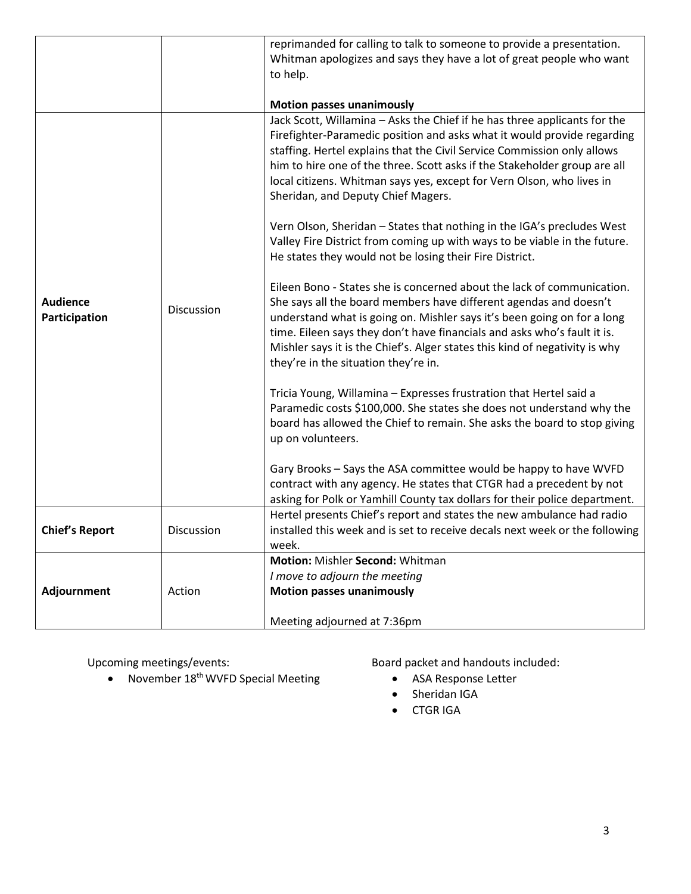| | | |
|---|---|---|
| | | reprimanded for calling to talk to someone to provide a presentation. Whitman apologizes and says they have a lot of great people who want to help.<br><br>**Motion passes unanimously** |
| **Audience Participation** | Discussion | Jack Scott, Willamina – Asks the Chief if he has three applicants for the Firefighter-Paramedic position and asks what it would provide regarding staffing. Hertel explains that the Civil Service Commission only allows him to hire one of the three. Scott asks if the Stakeholder group are all local citizens. Whitman says yes, except for Vern Olson, who lives in Sheridan, and Deputy Chief Magers.<br><br>Vern Olson, Sheridan – States that nothing in the IGA's precludes West Valley Fire District from coming up with ways to be viable in the future. He states they would not be losing their Fire District.<br><br>Eileen Bono - States she is concerned about the lack of communication. She says all the board members have different agendas and doesn't understand what is going on. Mishler says it's been going on for a long time. Eileen says they don't have financials and asks who's fault it is. Mishler says it is the Chief's. Alger states this kind of negativity is why they're in the situation they're in.<br><br>Tricia Young, Willamina – Expresses frustration that Hertel said a Paramedic costs $100,000. She states she does not understand why the board has allowed the Chief to remain. She asks the board to stop giving up on volunteers.<br><br>Gary Brooks – Says the ASA committee would be happy to have WVFD contract with any agency. He states that CTGR had a precedent by not asking for Polk or Yamhill County tax dollars for their police department. |
| **Chief's Report** | Discussion | Hertel presents Chief's report and states the new ambulance had radio installed this week and is set to receive decals next week or the following week. |
| **Adjournment** | Action | **Motion:** Mishler **Second:** Whitman<br>*I move to adjourn the meeting*<br>**Motion passes unanimously**<br><br>Meeting adjourned at 7:36pm |

Upcoming meetings/events:

- November 18th WVFD Special Meeting

Board packet and handouts included:

- ASA Response Letter
- Sheridan IGA
- CTGR IGA